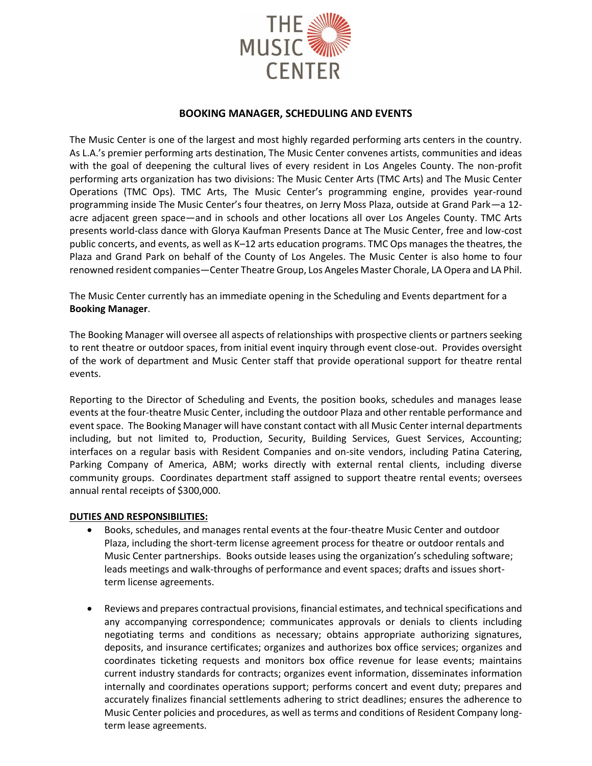# BOOKING MANAGER, SCHEDULING AND EVENTS

The Music Center is one of the largest and most highly regarded performing arts centers in the country. As L.A.'s premier performing arts destination, The Music Center convenes artists, communities and ideas with the goal of deepening the cultural lives of every resident in Los Angeles County. The non-profit performing arts organization has two divisions: The Music Center Arts (TMC Arts) and The Music Center Operations (TMC Ops). TMC Arts, The Music Center's programming engine, provides year-round programming inside The Music Center's four theatres, on Jerry Moss Plaza, outside at Grand Park—a 12-acre adjacent green space—and in schools and other locations all over Los Angeles County. TMC Arts presents world-class dance with Glorya Kaufman Presents Dance at The Music Center, free and low-cost public concerts, and events, as well as K–12 arts education programs. TMC Ops manages the theatres, the Plaza and Grand Park on behalf of the County of Los Angeles. The Music Center is also home to four renowned resident companies—Center Theatre Group, Los Angeles Master Chorale, LA Opera and LA Phil.

The Music Center currently has an immediate opening in the Scheduling and Events department for a **Booking Manager**.

The Booking Manager will oversee all aspects of relationships with prospective clients or partners seeking to rent theatre or outdoor spaces, from initial event inquiry through event close-out. Provides oversight of the work of department and Music Center staff that provide operational support for theatre rental events.

Reporting to the Director of Scheduling and Events, the position books, schedules and manages lease events at the four-theatre Music Center, including the outdoor Plaza and other rentable performance and event space. The Booking Manager will have constant contact with all Music Center internal departments including, but not limited to, Production, Security, Building Services, Guest Services, Accounting; interfaces on a regular basis with Resident Companies and on-site vendors, including Patina Catering, Parking Company of America, ABM; works directly with external rental clients, including diverse community groups. Coordinates department staff assigned to support theatre rental events; oversees annual rental receipts of $300,000.

**DUTIES AND RESPONSIBILITIES:**

- Books, schedules, and manages rental events at the four-theatre Music Center and outdoor Plaza, including the short-term license agreement process for theatre or outdoor rentals and Music Center partnerships. Books outside leases using the organization's scheduling software; leads meetings and walk-throughs of performance and event spaces; drafts and issues short-term license agreements.

- Reviews and prepares contractual provisions, financial estimates, and technical specifications and any accompanying correspondence; communicates approvals or denials to clients including negotiating terms and conditions as necessary; obtains appropriate authorizing signatures, deposits, and insurance certificates; organizes and authorizes box office services; organizes and coordinates ticketing requests and monitors box office revenue for lease events; maintains current industry standards for contracts; organizes event information, disseminates information internally and coordinates operations support; performs concert and event duty; prepares and accurately finalizes financial settlements adhering to strict deadlines; ensures the adherence to Music Center policies and procedures, as well as terms and conditions of Resident Company long-term lease agreements.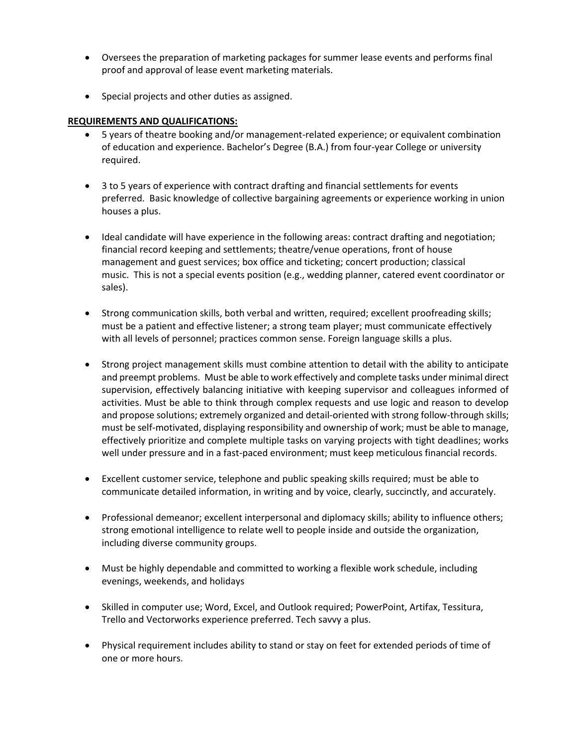- Oversees the preparation of marketing packages for summer lease events and performs final proof and approval of lease event marketing materials.

- Special projects and other duties as assigned.

**REQUIREMENTS AND QUALIFICATIONS:**

- 5 years of theatre booking and/or management-related experience; or equivalent combination of education and experience. Bachelor's Degree (B.A.) from four-year College or university required.

- 3 to 5 years of experience with contract drafting and financial settlements for events preferred. Basic knowledge of collective bargaining agreements or experience working in union houses a plus.

- Ideal candidate will have experience in the following areas: contract drafting and negotiation; financial record keeping and settlements; theatre/venue operations, front of house management and guest services; box office and ticketing; concert production; classical music. This is not a special events position (e.g., wedding planner, catered event coordinator or sales).

- Strong communication skills, both verbal and written, required; excellent proofreading skills; must be a patient and effective listener; a strong team player; must communicate effectively with all levels of personnel; practices common sense. Foreign language skills a plus.

- Strong project management skills must combine attention to detail with the ability to anticipate and preempt problems. Must be able to work effectively and complete tasks under minimal direct supervision, effectively balancing initiative with keeping supervisor and colleagues informed of activities. Must be able to think through complex requests and use logic and reason to develop and propose solutions; extremely organized and detail-oriented with strong follow-through skills; must be self-motivated, displaying responsibility and ownership of work; must be able to manage, effectively prioritize and complete multiple tasks on varying projects with tight deadlines; works well under pressure and in a fast-paced environment; must keep meticulous financial records.

- Excellent customer service, telephone and public speaking skills required; must be able to communicate detailed information, in writing and by voice, clearly, succinctly, and accurately.

- Professional demeanor; excellent interpersonal and diplomacy skills; ability to influence others; strong emotional intelligence to relate well to people inside and outside the organization, including diverse community groups.

- Must be highly dependable and committed to working a flexible work schedule, including evenings, weekends, and holidays

- Skilled in computer use; Word, Excel, and Outlook required; PowerPoint, Artifax, Tessitura, Trello and Vectorworks experience preferred. Tech savvy a plus.

- Physical requirement includes ability to stand or stay on feet for extended periods of time of one or more hours.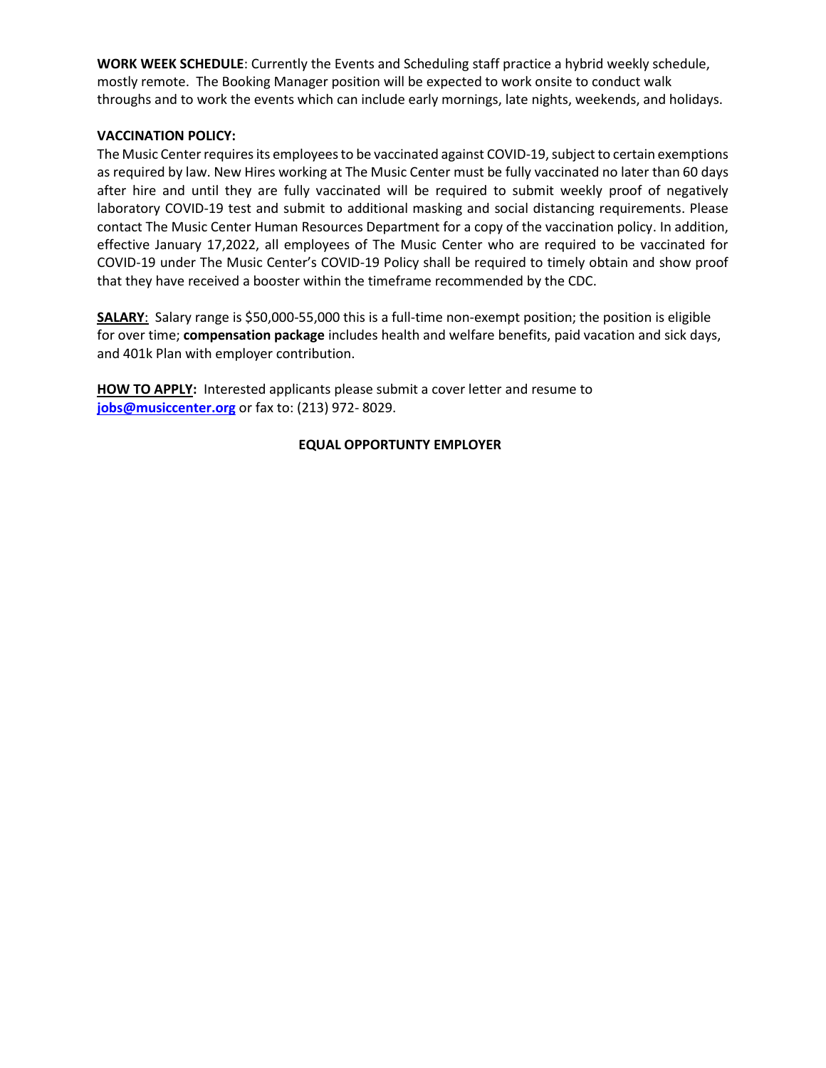**WORK WEEK SCHEDULE**: Currently the Events and Scheduling staff practice a hybrid weekly schedule, mostly remote. The Booking Manager position will be expected to work onsite to conduct walk throughs and to work the events which can include early mornings, late nights, weekends, and holidays.

**VACCINATION POLICY:**

The Music Center requires its employees to be vaccinated against COVID-19, subject to certain exemptions as required by law. New Hires working at The Music Center must be fully vaccinated no later than 60 days after hire and until they are fully vaccinated will be required to submit weekly proof of negatively laboratory COVID-19 test and submit to additional masking and social distancing requirements. Please contact The Music Center Human Resources Department for a copy of the vaccination policy. In addition, effective January 17,2022, all employees of The Music Center who are required to be vaccinated for COVID-19 under The Music Center's COVID-19 Policy shall be required to timely obtain and show proof that they have received a booster within the timeframe recommended by the CDC.

**SALARY**: Salary range is $50,000-55,000 this is a full-time non-exempt position; the position is eligible for over time; **compensation package** includes health and welfare benefits, paid vacation and sick days, and 401k Plan with employer contribution.

**HOW TO APPLY:** Interested applicants please submit a cover letter and resume to **jobs@musiccenter.org** or fax to: (213) 972- 8029.

**EQUAL OPPORTUNTY EMPLOYER**